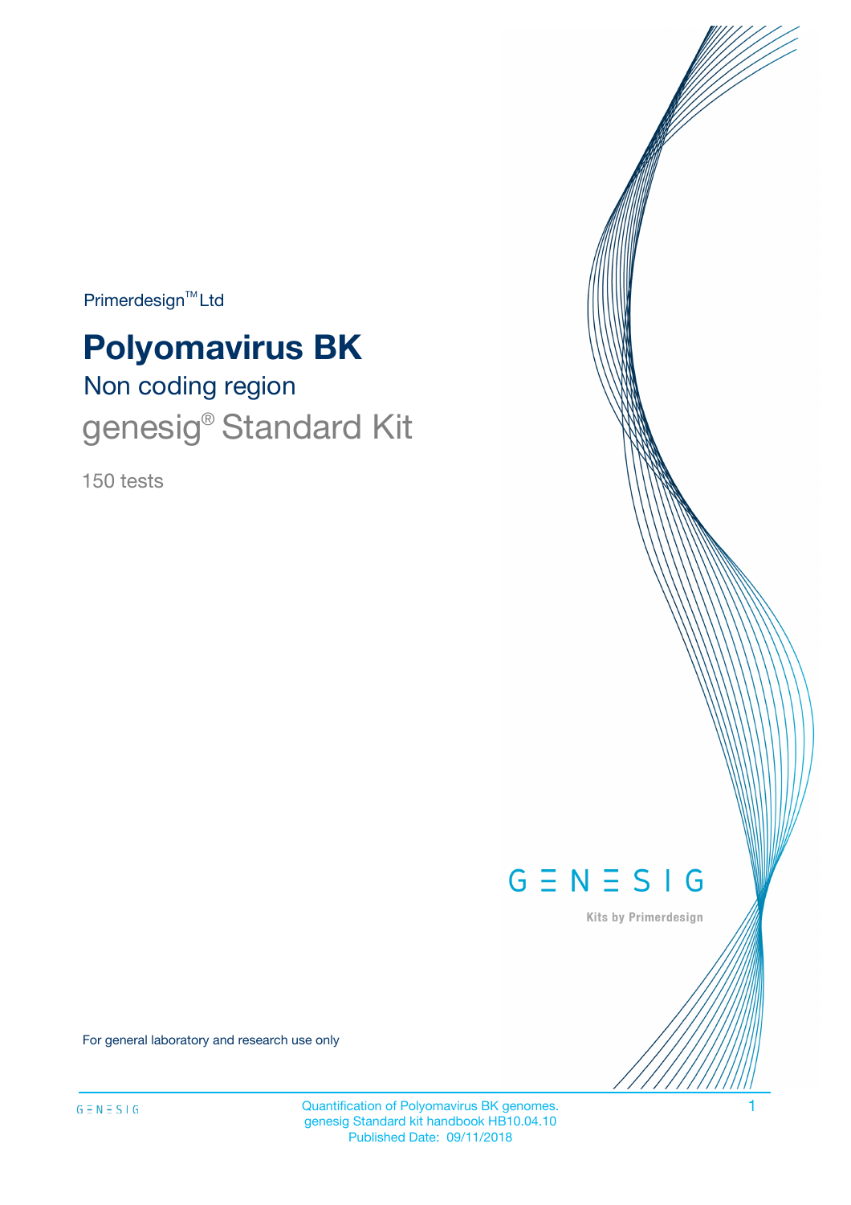Primerdesign™ Ltd

# Polyomavirus BK

## Non coding region

## genesig® Standard Kit

150 tests

GENESIG

Kits by Primerdesign

For general laboratory and research use only

Quantification of Polyomavirus BK genomes.
genesig Standard kit handbook HB10.04.10
Published Date: 09/11/2018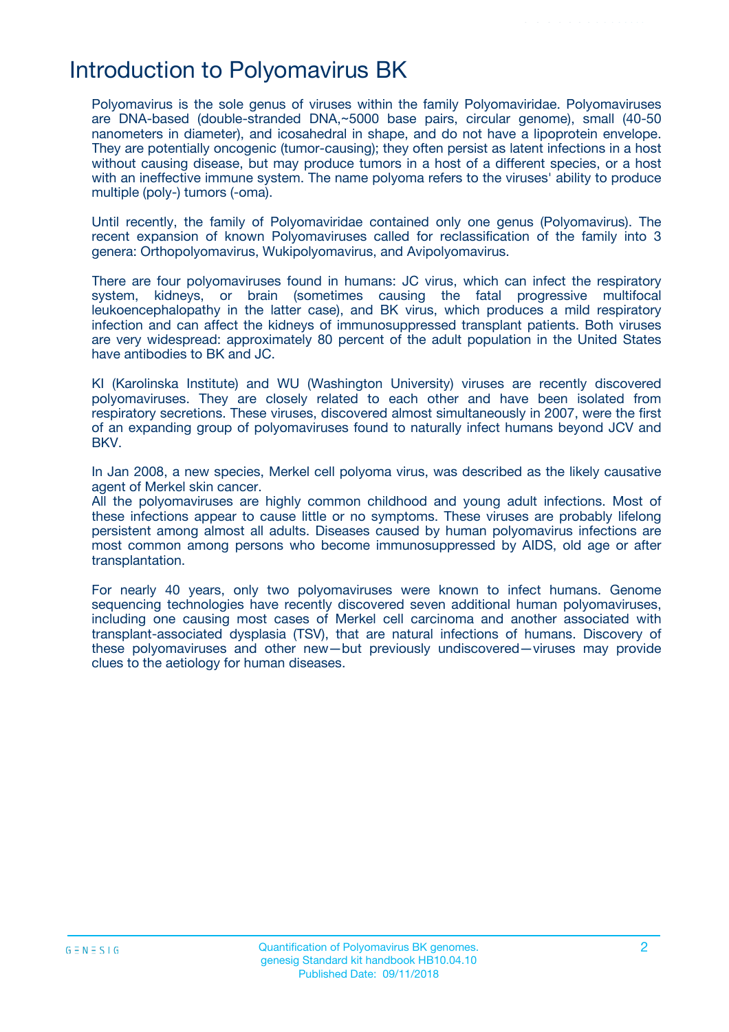# Introduction to Polyomavirus BK

Polyomavirus is the sole genus of viruses within the family Polyomaviridae. Polyomaviruses are DNA-based (double-stranded DNA,~5000 base pairs, circular genome), small (40-50 nanometers in diameter), and icosahedral in shape, and do not have a lipoprotein envelope. They are potentially oncogenic (tumor-causing); they often persist as latent infections in a host without causing disease, but may produce tumors in a host of a different species, or a host with an ineffective immune system. The name polyoma refers to the viruses' ability to produce multiple (poly-) tumors (-oma).

Until recently, the family of Polyomaviridae contained only one genus (Polyomavirus). The recent expansion of known Polyomaviruses called for reclassification of the family into 3 genera: Orthopolyomavirus, Wukipolyomavirus, and Avipolyomavirus.

There are four polyomaviruses found in humans: JC virus, which can infect the respiratory system, kidneys, or brain (sometimes causing the fatal progressive multifocal leukoencephalopathy in the latter case), and BK virus, which produces a mild respiratory infection and can affect the kidneys of immunosuppressed transplant patients. Both viruses are very widespread: approximately 80 percent of the adult population in the United States have antibodies to BK and JC.

KI (Karolinska Institute) and WU (Washington University) viruses are recently discovered polyomaviruses. They are closely related to each other and have been isolated from respiratory secretions. These viruses, discovered almost simultaneously in 2007, were the first of an expanding group of polyomaviruses found to naturally infect humans beyond JCV and BKV.

In Jan 2008, a new species, Merkel cell polyoma virus, was described as the likely causative agent of Merkel skin cancer.
All the polyomaviruses are highly common childhood and young adult infections. Most of these infections appear to cause little or no symptoms. These viruses are probably lifelong persistent among almost all adults. Diseases caused by human polyomavirus infections are most common among persons who become immunosuppressed by AIDS, old age or after transplantation.

For nearly 40 years, only two polyomaviruses were known to infect humans. Genome sequencing technologies have recently discovered seven additional human polyomaviruses, including one causing most cases of Merkel cell carcinoma and another associated with transplant-associated dysplasia (TSV), that are natural infections of humans. Discovery of these polyomaviruses and other new—but previously undiscovered—viruses may provide clues to the aetiology for human diseases.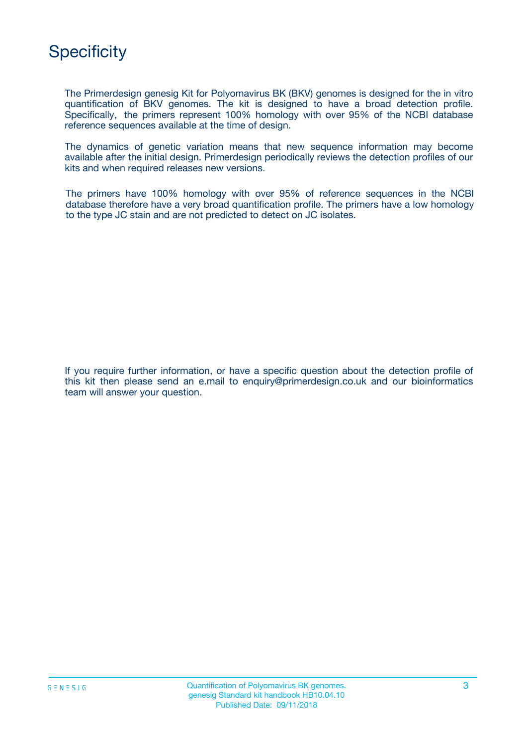# Specificity

The Primerdesign genesig Kit for Polyomavirus BK (BKV) genomes is designed for the in vitro quantification of BKV genomes. The kit is designed to have a broad detection profile. Specifically, the primers represent 100% homology with over 95% of the NCBI database reference sequences available at the time of design.

The dynamics of genetic variation means that new sequence information may become available after the initial design. Primerdesign periodically reviews the detection profiles of our kits and when required releases new versions.

The primers have 100% homology with over 95% of reference sequences in the NCBI database therefore have a very broad quantification profile. The primers have a low homology to the type JC stain and are not predicted to detect on JC isolates.

If you require further information, or have a specific question about the detection profile of this kit then please send an e.mail to enquiry@primerdesign.co.uk and our bioinformatics team will answer your question.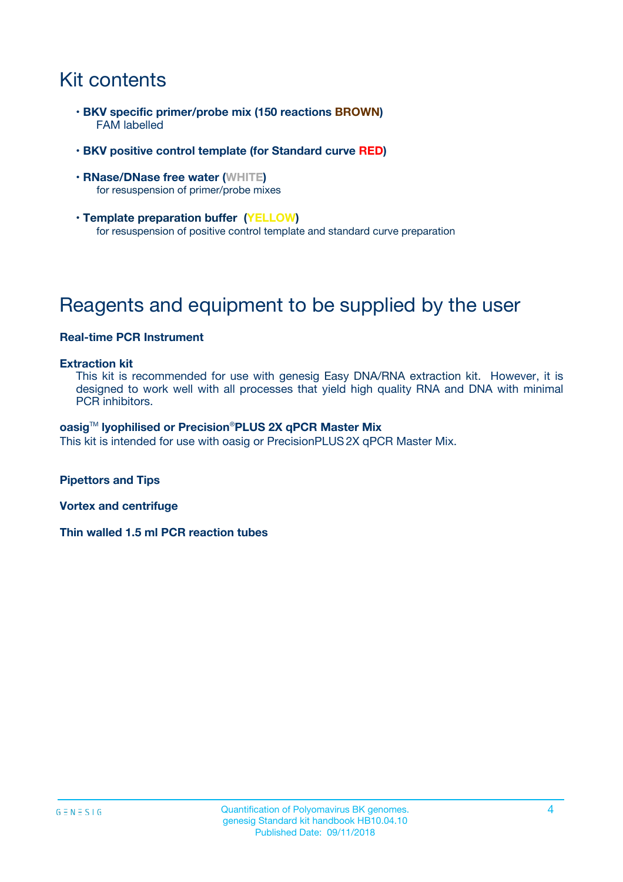# Kit contents

- **BKV specific primer/probe mix (150 reactions BROWN)**
  FAM labelled
- **BKV positive control template (for Standard curve RED)**
- **RNase/DNase free water (WHITE)**
  for resuspension of primer/probe mixes
- **Template preparation buffer (YELLOW)**
  for resuspension of positive control template and standard curve preparation

# Reagents and equipment to be supplied by the user

**Real-time PCR Instrument**

**Extraction kit**
This kit is recommended for use with genesig Easy DNA/RNA extraction kit. However, it is designed to work well with all processes that yield high quality RNA and DNA with minimal PCR inhibitors.

**oasig™ lyophilised or Precision®PLUS 2X qPCR Master Mix**
This kit is intended for use with oasig or PrecisionPLUS 2X qPCR Master Mix.

**Pipettors and Tips**

**Vortex and centrifuge**

**Thin walled 1.5 ml PCR reaction tubes**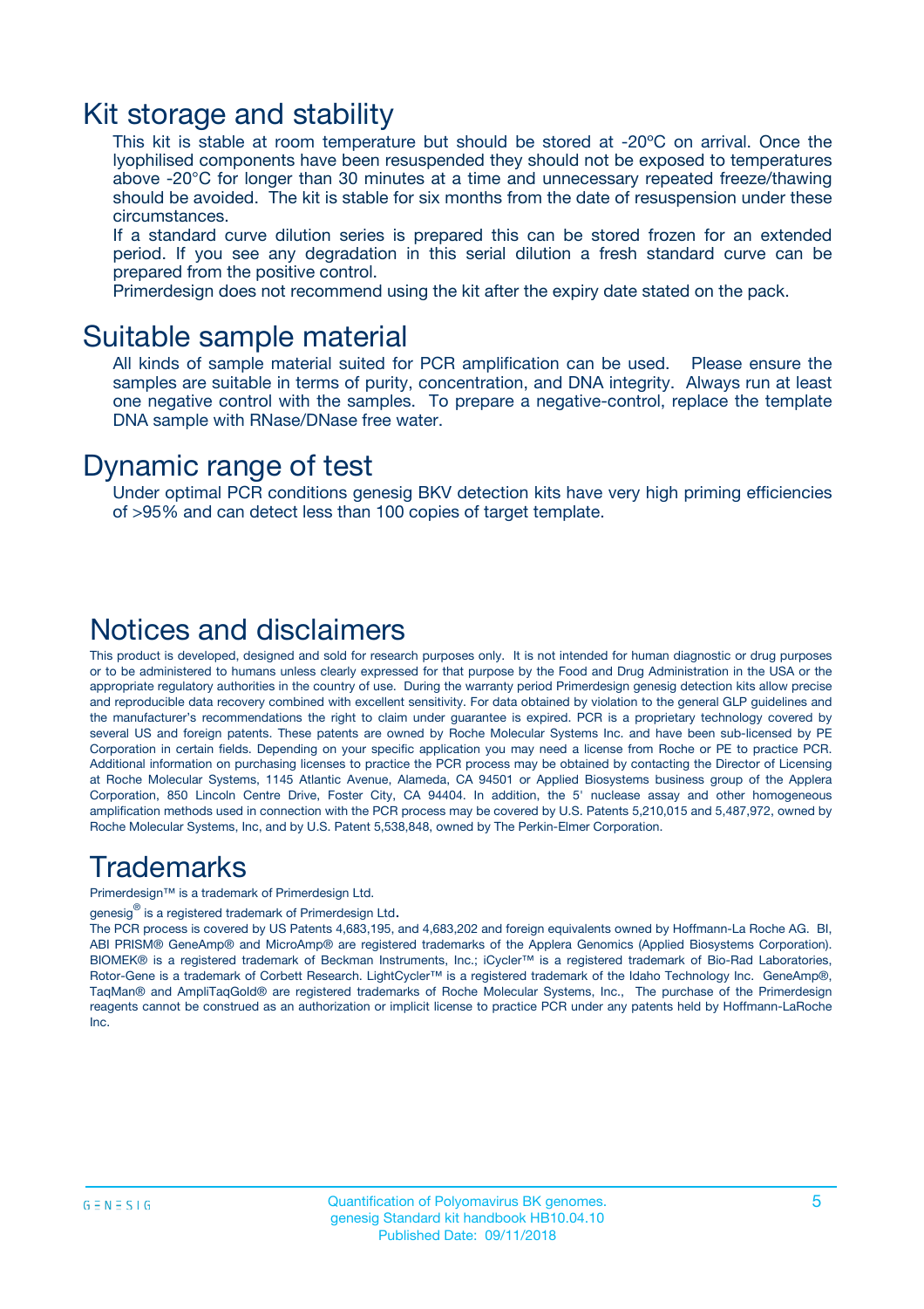## Kit storage and stability

This kit is stable at room temperature but should be stored at -20ºC on arrival. Once the lyophilised components have been resuspended they should not be exposed to temperatures above -20°C for longer than 30 minutes at a time and unnecessary repeated freeze/thawing should be avoided. The kit is stable for six months from the date of resuspension under these circumstances.

If a standard curve dilution series is prepared this can be stored frozen for an extended period. If you see any degradation in this serial dilution a fresh standard curve can be prepared from the positive control.

Primerdesign does not recommend using the kit after the expiry date stated on the pack.

## Suitable sample material

All kinds of sample material suited for PCR amplification can be used. Please ensure the samples are suitable in terms of purity, concentration, and DNA integrity. Always run at least one negative control with the samples. To prepare a negative-control, replace the template DNA sample with RNase/DNase free water.

## Dynamic range of test

Under optimal PCR conditions genesig BKV detection kits have very high priming efficiencies of >95% and can detect less than 100 copies of target template.

## Notices and disclaimers

This product is developed, designed and sold for research purposes only. It is not intended for human diagnostic or drug purposes or to be administered to humans unless clearly expressed for that purpose by the Food and Drug Administration in the USA or the appropriate regulatory authorities in the country of use. During the warranty period Primerdesign genesig detection kits allow precise and reproducible data recovery combined with excellent sensitivity. For data obtained by violation to the general GLP guidelines and the manufacturer's recommendations the right to claim under guarantee is expired. PCR is a proprietary technology covered by several US and foreign patents. These patents are owned by Roche Molecular Systems Inc. and have been sub-licensed by PE Corporation in certain fields. Depending on your specific application you may need a license from Roche or PE to practice PCR. Additional information on purchasing licenses to practice the PCR process may be obtained by contacting the Director of Licensing at Roche Molecular Systems, 1145 Atlantic Avenue, Alameda, CA 94501 or Applied Biosystems business group of the Applera Corporation, 850 Lincoln Centre Drive, Foster City, CA 94404. In addition, the 5' nuclease assay and other homogeneous amplification methods used in connection with the PCR process may be covered by U.S. Patents 5,210,015 and 5,487,972, owned by Roche Molecular Systems, Inc, and by U.S. Patent 5,538,848, owned by The Perkin-Elmer Corporation.

## Trademarks

Primerdesign™ is a trademark of Primerdesign Ltd.

genesig® is a registered trademark of Primerdesign Ltd.

The PCR process is covered by US Patents 4,683,195, and 4,683,202 and foreign equivalents owned by Hoffmann-La Roche AG. BI, ABI PRISM® GeneAmp® and MicroAmp® are registered trademarks of the Applera Genomics (Applied Biosystems Corporation). BIOMEK® is a registered trademark of Beckman Instruments, Inc.; iCycler™ is a registered trademark of Bio-Rad Laboratories, Rotor-Gene is a trademark of Corbett Research. LightCycler™ is a registered trademark of the Idaho Technology Inc. GeneAmp®, TaqMan® and AmpliTaqGold® are registered trademarks of Roche Molecular Systems, Inc., The purchase of the Primerdesign reagents cannot be construed as an authorization or implicit license to practice PCR under any patents held by Hoffmann-LaRoche Inc.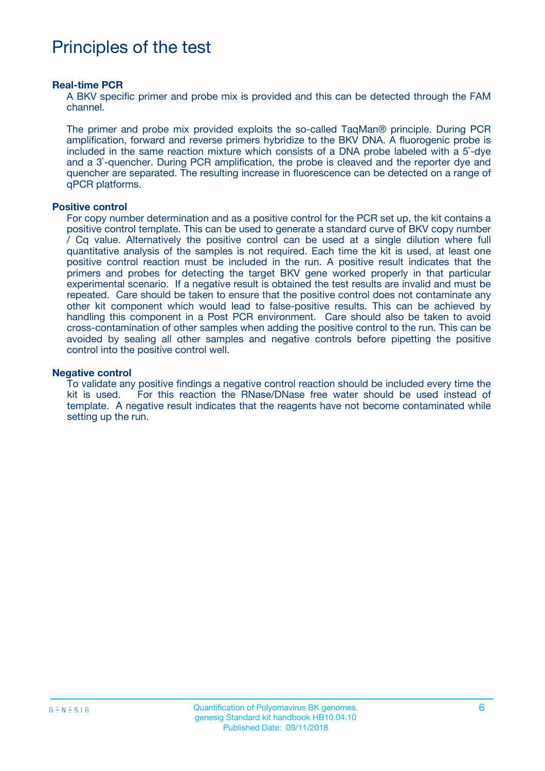# Principles of the test

**Real-time PCR**

A BKV specific primer and probe mix is provided and this can be detected through the FAM channel.

The primer and probe mix provided exploits the so-called TaqMan® principle. During PCR amplification, forward and reverse primers hybridize to the BKV DNA. A fluorogenic probe is included in the same reaction mixture which consists of a DNA probe labeled with a 5`-dye and a 3`-quencher. During PCR amplification, the probe is cleaved and the reporter dye and quencher are separated. The resulting increase in fluorescence can be detected on a range of qPCR platforms.

**Positive control**

For copy number determination and as a positive control for the PCR set up, the kit contains a positive control template. This can be used to generate a standard curve of BKV copy number / Cq value. Alternatively the positive control can be used at a single dilution where full quantitative analysis of the samples is not required. Each time the kit is used, at least one positive control reaction must be included in the run. A positive result indicates that the primers and probes for detecting the target BKV gene worked properly in that particular experimental scenario. If a negative result is obtained the test results are invalid and must be repeated. Care should be taken to ensure that the positive control does not contaminate any other kit component which would lead to false-positive results. This can be achieved by handling this component in a Post PCR environment. Care should also be taken to avoid cross-contamination of other samples when adding the positive control to the run. This can be avoided by sealing all other samples and negative controls before pipetting the positive control into the positive control well.

**Negative control**

To validate any positive findings a negative control reaction should be included every time the kit is used. For this reaction the RNase/DNase free water should be used instead of template. A negative result indicates that the reagents have not become contaminated while setting up the run.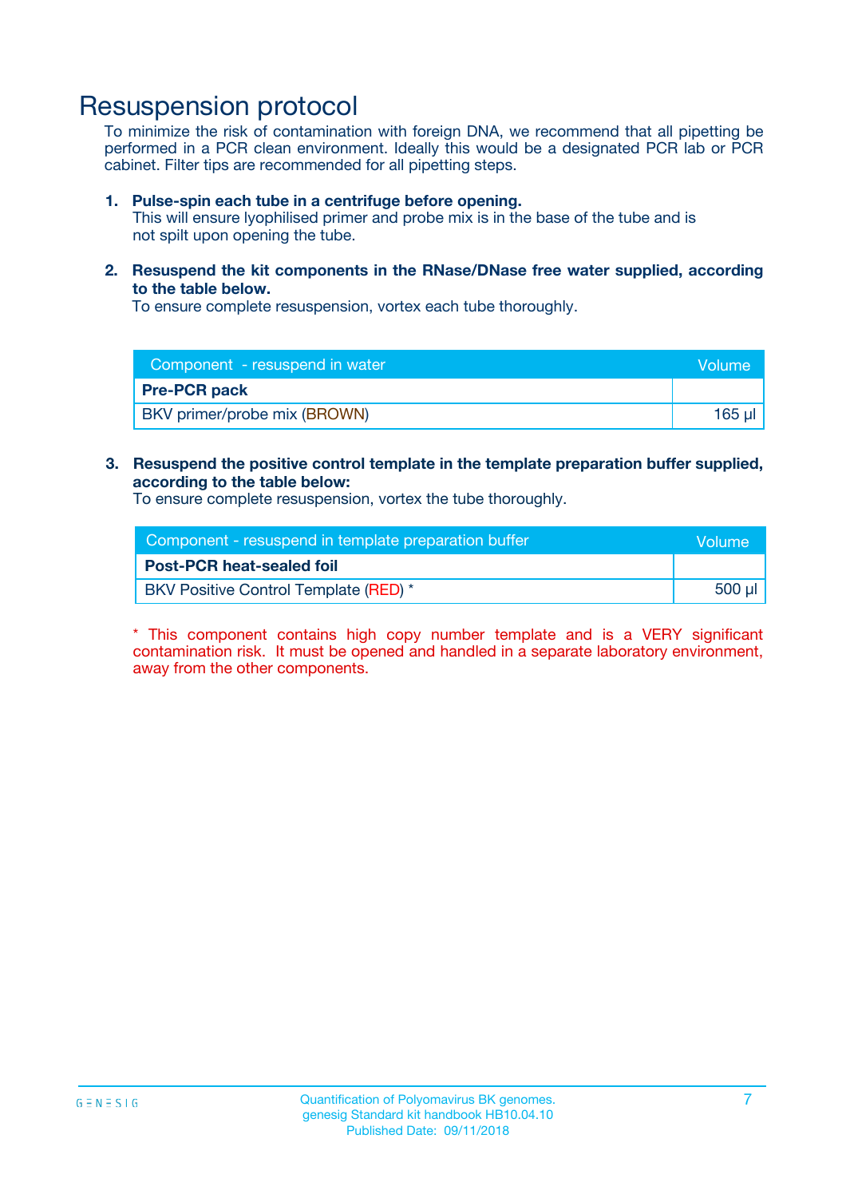# Resuspension protocol

To minimize the risk of contamination with foreign DNA, we recommend that all pipetting be performed in a PCR clean environment. Ideally this would be a designated PCR lab or PCR cabinet. Filter tips are recommended for all pipetting steps.

1. **Pulse-spin each tube in a centrifuge before opening.**
   This will ensure lyophilised primer and probe mix is in the base of the tube and is not spilt upon opening the tube.

2. **Resuspend the kit components in the RNase/DNase free water supplied, according to the table below.**
   To ensure complete resuspension, vortex each tube thoroughly.

| Component - resuspend in water | Volume |
|---|---|
| **Pre-PCR pack** | |
| BKV primer/probe mix (BROWN) | 165 µl |

3. **Resuspend the positive control template in the template preparation buffer supplied, according to the table below:**
   To ensure complete resuspension, vortex the tube thoroughly.

| Component - resuspend in template preparation buffer | Volume |
|---|---|
| **Post-PCR heat-sealed foil** | |
| BKV Positive Control Template (RED) * | 500 µl |

* This component contains high copy number template and is a VERY significant contamination risk. It must be opened and handled in a separate laboratory environment, away from the other components.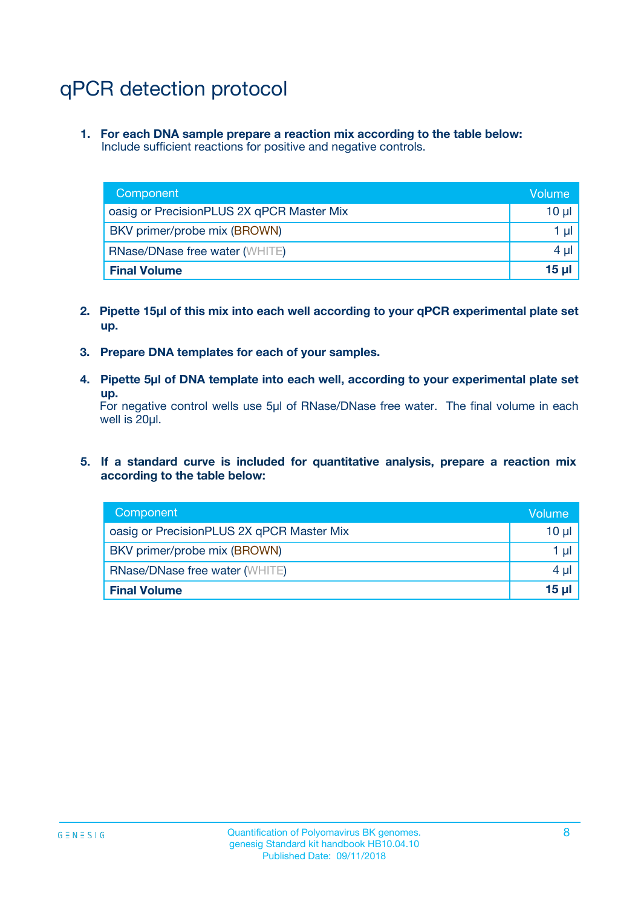# qPCR detection protocol

1. **For each DNA sample prepare a reaction mix according to the table below:**
   Include sufficient reactions for positive and negative controls.

| Component | Volume |
|---|---|
| oasig or PrecisionPLUS 2X qPCR Master Mix | 10 µl |
| BKV primer/probe mix (BROWN) | 1 µl |
| RNase/DNase free water (WHITE) | 4 µl |
| **Final Volume** | **15 µl** |

2. **Pipette 15µl of this mix into each well according to your qPCR experimental plate set up.**

3. **Prepare DNA templates for each of your samples.**

4. **Pipette 5µl of DNA template into each well, according to your experimental plate set up.**
   For negative control wells use 5µl of RNase/DNase free water. The final volume in each well is 20µl.

5. **If a standard curve is included for quantitative analysis, prepare a reaction mix according to the table below:**

| Component | Volume |
|---|---|
| oasig or PrecisionPLUS 2X qPCR Master Mix | 10 µl |
| BKV primer/probe mix (BROWN) | 1 µl |
| RNase/DNase free water (WHITE) | 4 µl |
| **Final Volume** | **15 µl** |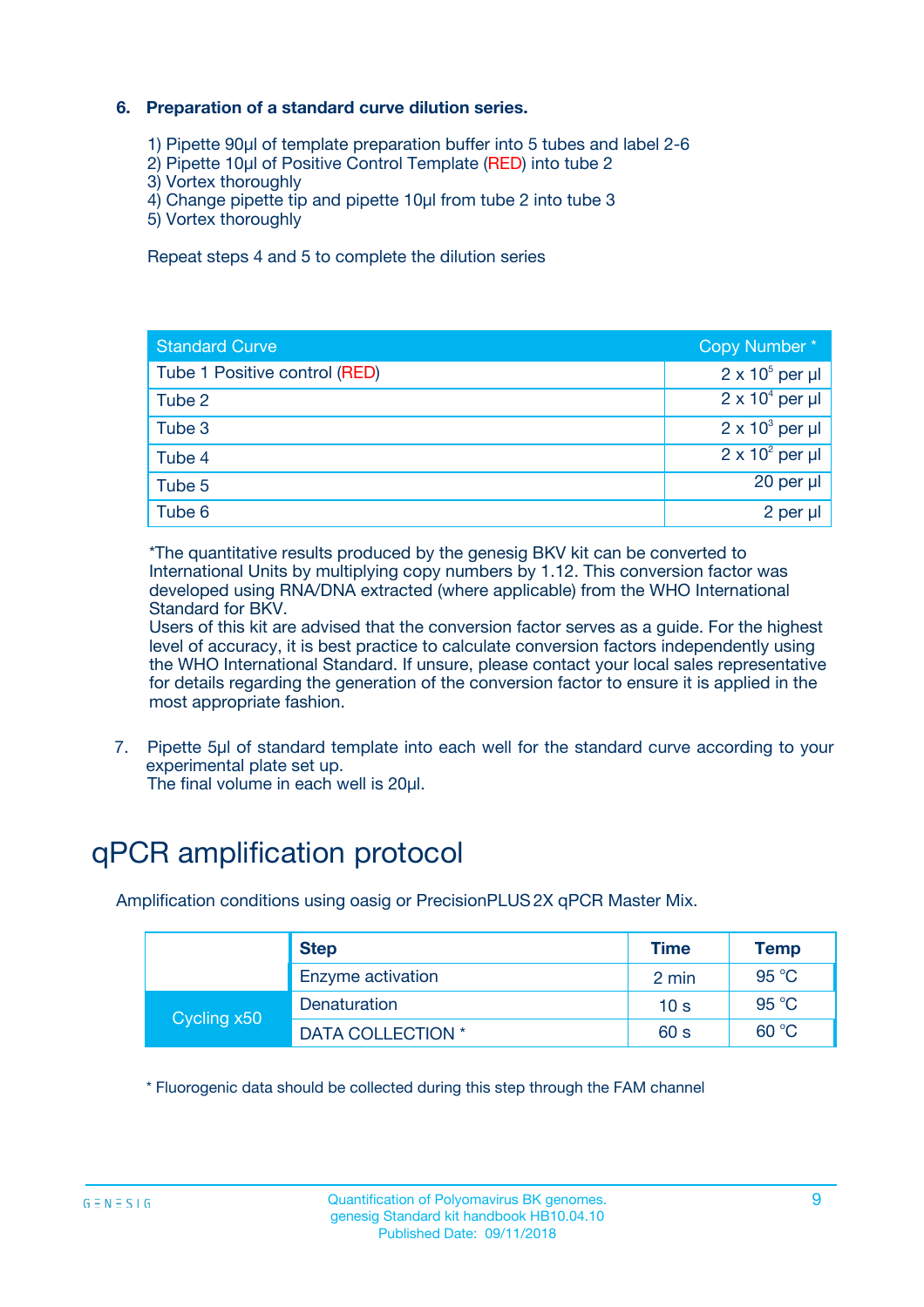### 6. Preparation of a standard curve dilution series.

1) Pipette 90µl of template preparation buffer into 5 tubes and label 2-6
2) Pipette 10µl of Positive Control Template (RED) into tube 2
3) Vortex thoroughly
4) Change pipette tip and pipette 10µl from tube 2 into tube 3
5) Vortex thoroughly

Repeat steps 4 and 5 to complete the dilution series

| Standard Curve | Copy Number * |
|---|---|
| Tube 1 Positive control (RED) | $2 \times 10^5$ per µl |
| Tube 2 | $2 \times 10^4$ per µl |
| Tube 3 | $2 \times 10^3$ per µl |
| Tube 4 | $2 \times 10^2$ per µl |
| Tube 5 | 20 per µl |
| Tube 6 | 2 per µl |

*The quantitative results produced by the genesig BKV kit can be converted to International Units by multiplying copy numbers by 1.12. This conversion factor was developed using RNA/DNA extracted (where applicable) from the WHO International Standard for BKV.
Users of this kit are advised that the conversion factor serves as a guide. For the highest level of accuracy, it is best practice to calculate conversion factors independently using the WHO International Standard. If unsure, please contact your local sales representative for details regarding the generation of the conversion factor to ensure it is applied in the most appropriate fashion.

7. Pipette 5µl of standard template into each well for the standard curve according to your experimental plate set up.
The final volume in each well is 20µl.

# qPCR amplification protocol

Amplification conditions using oasig or PrecisionPLUS 2X qPCR Master Mix.

| | Step | Time | Temp |
|---|---|---|---|
| | Enzyme activation | 2 min | 95 °C |
| Cycling x50 | Denaturation | 10 s | 95 °C |
| | DATA COLLECTION * | 60 s | 60 °C |

* Fluorogenic data should be collected during this step through the FAM channel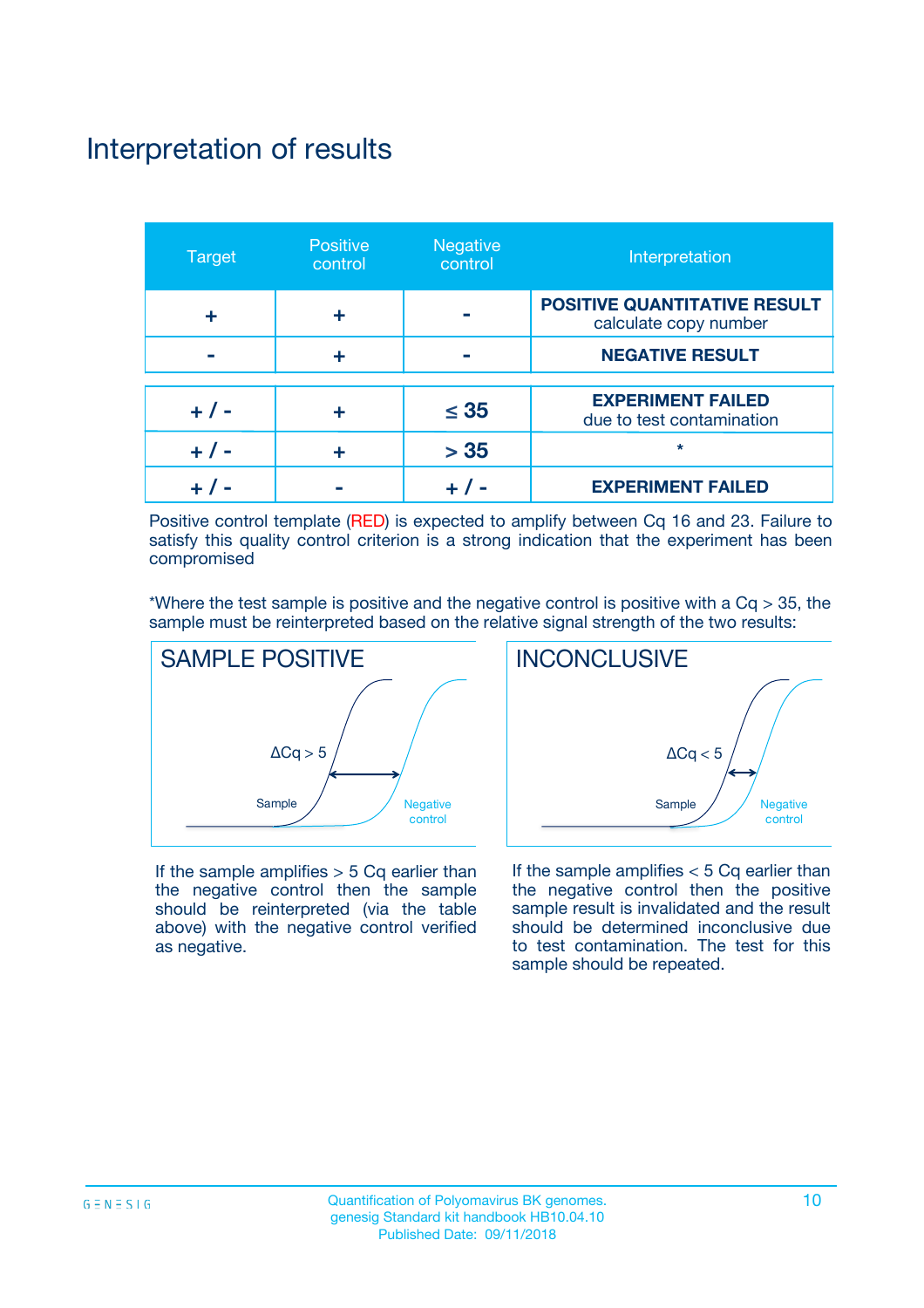# Interpretation of results

| Target | Positive control | Negative control | Interpretation |
|---|---|---|---|
| + | + | - | **POSITIVE QUANTITATIVE RESULT** calculate copy number |
| - | + | - | **NEGATIVE RESULT** |
| + / - | + | ≤ 35 | **EXPERIMENT FAILED** due to test contamination |
| + / - | + | > 35 | * |
| + / - | - | + / - | **EXPERIMENT FAILED** |

Positive control template (RED) is expected to amplify between Cq 16 and 23. Failure to satisfy this quality control criterion is a strong indication that the experiment has been compromised

*Where the test sample is positive and the negative control is positive with a Cq > 35, the sample must be reinterpreted based on the relative signal strength of the two results:

**SAMPLE POSITIVE**

ΔCq > 5

Sample

Negative control

If the sample amplifies > 5 Cq earlier than the negative control then the sample should be reinterpreted (via the table above) with the negative control verified as negative.

**INCONCLUSIVE**

ΔCq < 5

Sample

Negative control

If the sample amplifies < 5 Cq earlier than the negative control then the positive sample result is invalidated and the result should be determined inconclusive due to test contamination. The test for this sample should be repeated.